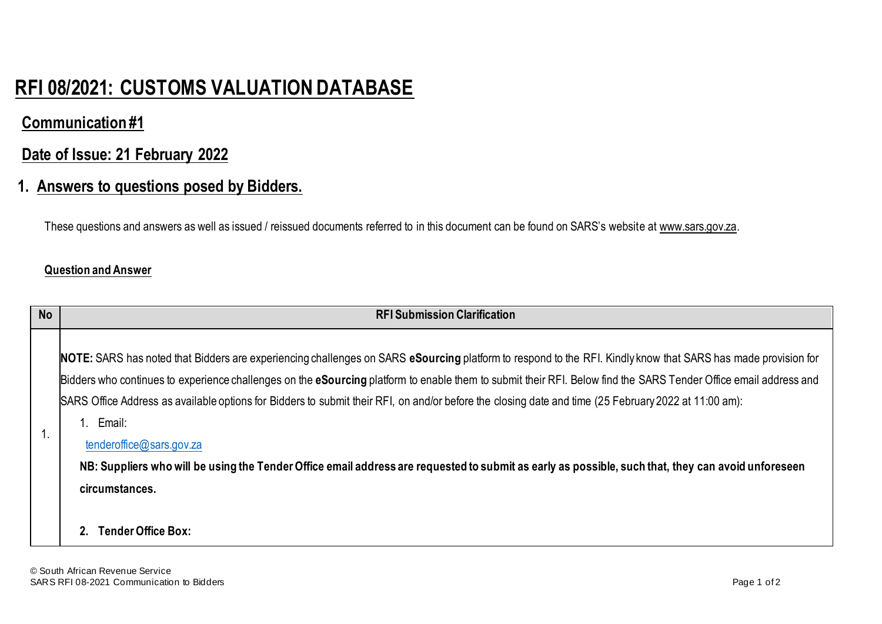# RFI 08/2021: CUSTOMS VALUATION DATABASE

## Communication #1

## Date of Issue: 21 February 2022

## 1. Answers to questions posed by Bidders.

These questions and answers as well as issued / reissued documents referred to in this document can be found on SARS's website at www.sars.gov.za.

**Question and Answer**

| No | RFI Submission Clarification |
|---|---|
| 1. | **NOTE:** SARS has noted that Bidders are experiencing challenges on SARS **eSourcing** platform to respond to the RFI. Kindly know that SARS has made provision for Bidders who continues to experience challenges on the **eSourcing** platform to enable them to submit their RFI. Below find the SARS Tender Office email address and SARS Office Address as available options for Bidders to submit their RFI, on and/or before the closing date and time (25 February 2022 at 11:00 am):<br>1. Email:<br>tenderoffice@sars.gov.za<br>**NB: Suppliers who will be using the Tender Office email address are requested to submit as early as possible, such that, they can avoid unforeseen circumstances.**<br>**2. Tender Office Box:** |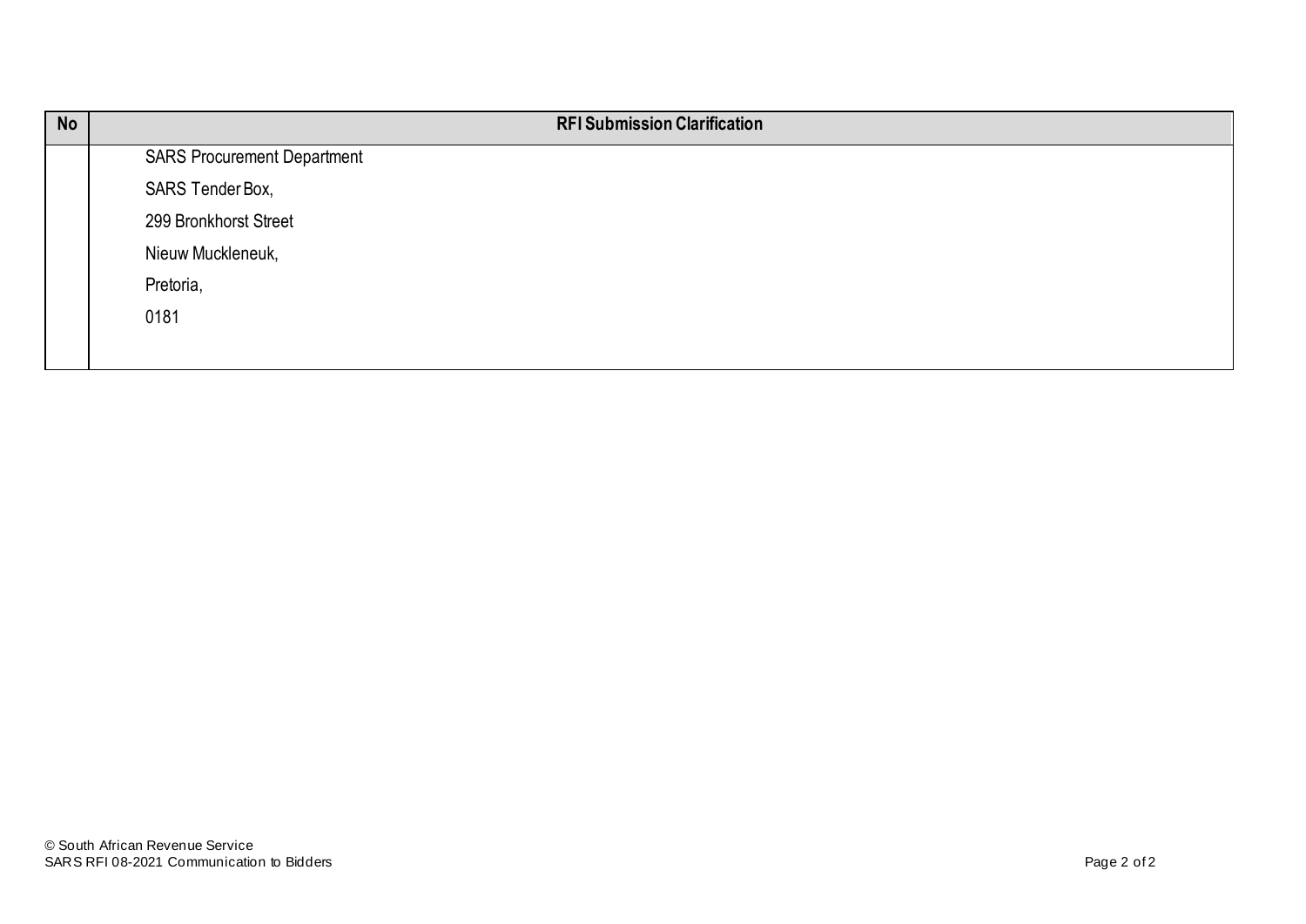| No | RFI Submission Clarification |
| --- | --- |
| | SARS Procurement Department<br>SARS Tender Box,<br>299 Bronkhorst Street<br>Nieuw Muckleneuk,<br>Pretoria,<br>0181 |